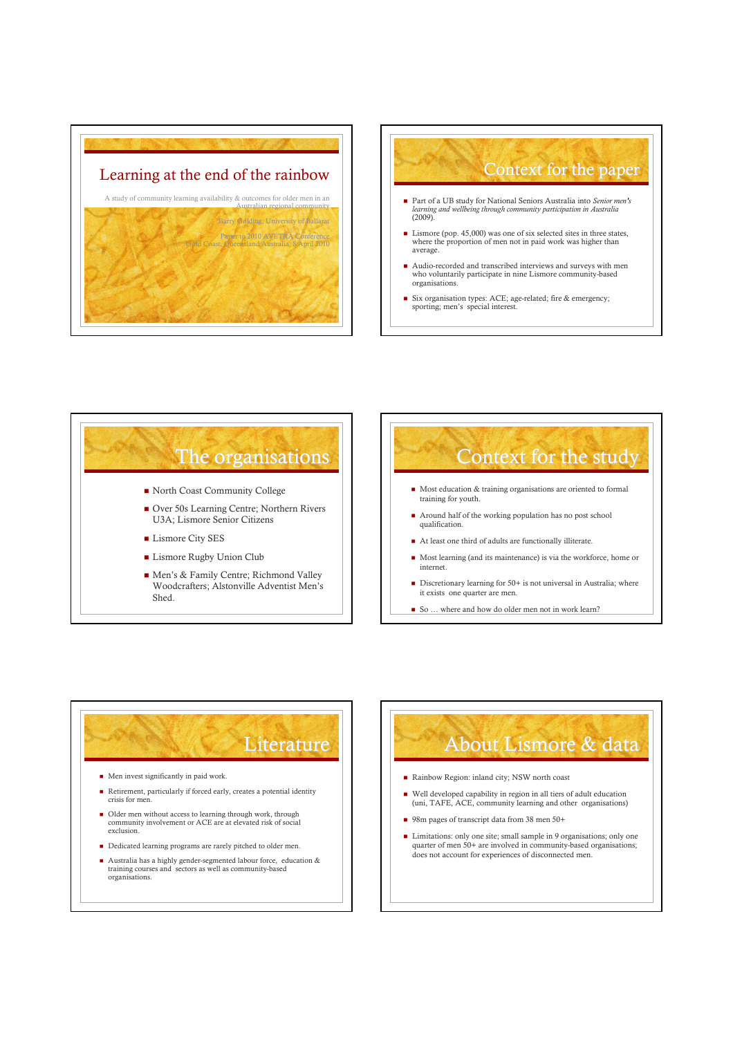# Learning at the end of the rainbow

A study of community learning availability & outcomes for older men in an Australian regional community

Barry Golding, University of Ballarat

Paper to 2010 AVETRA Conference
Gold Coast, Queensland Australia, 8 April 2010

## Context for the paper

- Part of a UB study for National Seniors Australia into *Senior men's learning and wellbeing through community participation in Australia* (2009).
- Lismore (pop. 45,000) was one of six selected sites in three states, where the proportion of men not in paid work was higher than average.
- Audio-recorded and transcribed interviews and surveys with men who voluntarily participate in nine Lismore community-based organisations.
- Six organisation types: ACE; age-related; fire & emergency; sporting; men's special interest.

## The organisations

- North Coast Community College
- Over 50s Learning Centre; Northern Rivers U3A; Lismore Senior Citizens
- Lismore City SES
- Lismore Rugby Union Club
- Men's & Family Centre; Richmond Valley Woodcrafters; Alstonville Adventist Men's Shed.

## Context for the study

- Most education & training organisations are oriented to formal training for youth.
- Around half of the working population has no post school qualification.
- At least one third of adults are functionally illiterate.
- Most learning (and its maintenance) is via the workforce, home or internet.
- Discretionary learning for 50+ is not universal in Australia; where it exists one quarter are men.
- So … where and how do older men not in work learn?

## Literature

- Men invest significantly in paid work.
- Retirement, particularly if forced early, creates a potential identity crisis for men.
- Older men without access to learning through work, through community involvement or ACE are at elevated risk of social exclusion.
- Dedicated learning programs are rarely pitched to older men.
- Australia has a highly gender-segmented labour force, education & training courses and sectors as well as community-based organisations.

## About Lismore & data

- Rainbow Region: inland city; NSW north coast
- Well developed capability in region in all tiers of adult education (uni, TAFE, ACE, community learning and other organisations)
- 98m pages of transcript data from 38 men 50+
- Limitations: only one site; small sample in 9 organisations; only one quarter of men 50+ are involved in community-based organisations; does not account for experiences of disconnected men.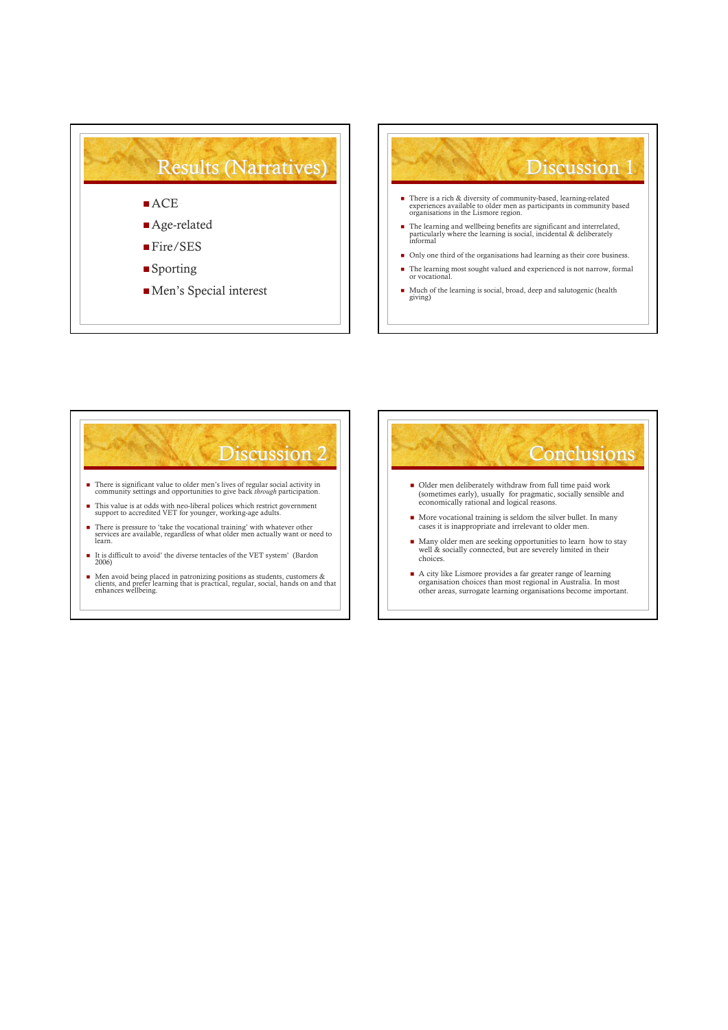## Results (Narratives)

- ACE
- Age-related
- Fire/SES
- Sporting
- Men's Special interest

## Discussion 1

- There is a rich & diversity of community-based, learning-related experiences available to older men as participants in community based organisations in the Lismore region.
- The learning and wellbeing benefits are significant and interrelated, particularly where the learning is social, incidental & deliberately informal
- Only one third of the organisations had learning as their core business.
- The learning most sought valued and experienced is not narrow, formal or vocational.
- Much of the learning is social, broad, deep and salutogenic (health giving)

## Discussion 2

- There is significant value to older men's lives of regular social activity in community settings and opportunities to give back *through* participation.
- This value is at odds with neo-liberal polices which restrict government support to accredited VET for younger, working-age adults.
- There is pressure to 'take the vocational training' with whatever other services are available, regardless of what older men actually want or need to learn.
- It is difficult to avoid' the diverse tentacles of the VET system' (Bardon 2006)
- Men avoid being placed in patronizing positions as students, customers & clients, and prefer learning that is practical, regular, social, hands on and that enhances wellbeing.

## Conclusions

- Older men deliberately withdraw from full time paid work (sometimes early), usually for pragmatic, socially sensible and economically rational and logical reasons.
- More vocational training is seldom the silver bullet. In many cases it is inappropriate and irrelevant to older men.
- Many older men are seeking opportunities to learn how to stay well & socially connected, but are severely limited in their choices.
- A city like Lismore provides a far greater range of learning organisation choices than most regional in Australia. In most other areas, surrogate learning organisations become important.